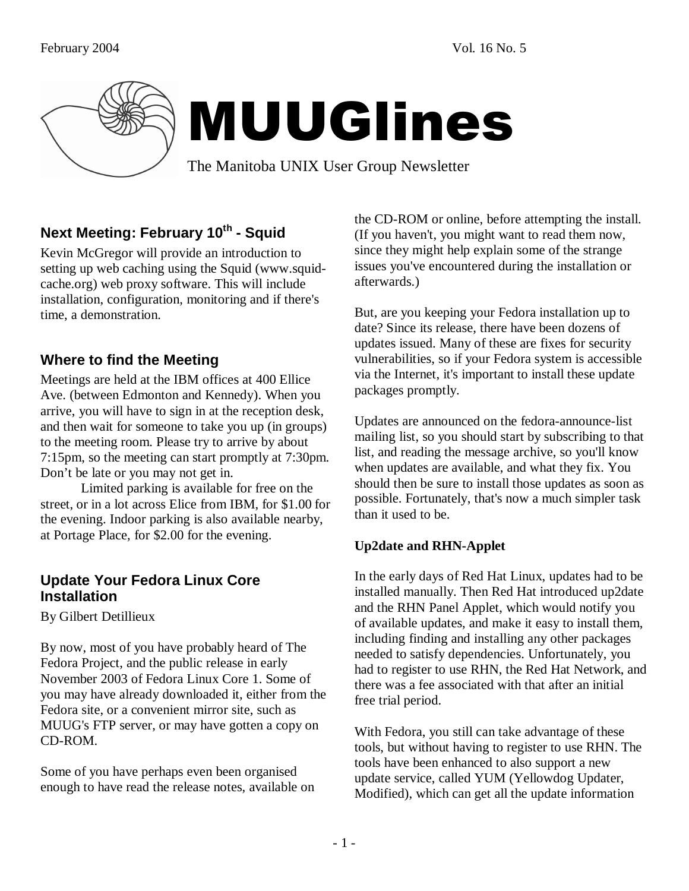# MUUGlines

The Manitoba UNIX User Group Newsletter

## Next Meeting: February 10th - Squid

Kevin McGregor will provide an introduction to setting up web caching using the Squid (www.squid-cache.org) web proxy software. This will include installation, configuration, monitoring and if there's time, a demonstration.

## Where to find the Meeting

Meetings are held at the IBM offices at 400 Ellice Ave. (between Edmonton and Kennedy). When you arrive, you will have to sign in at the reception desk, and then wait for someone to take you up (in groups) to the meeting room. Please try to arrive by about 7:15pm, so the meeting can start promptly at 7:30pm. Don't be late or you may not get in.

Limited parking is available for free on the street, or in a lot across Elice from IBM, for $1.00 for the evening. Indoor parking is also available nearby, at Portage Place, for $2.00 for the evening.

## Update Your Fedora Linux Core Installation

By Gilbert Detillieux

By now, most of you have probably heard of The Fedora Project, and the public release in early November 2003 of Fedora Linux Core 1. Some of you may have already downloaded it, either from the Fedora site, or a convenient mirror site, such as MUUG's FTP server, or may have gotten a copy on CD-ROM.

Some of you have perhaps even been organised enough to have read the release notes, available on the CD-ROM or online, before attempting the install. (If you haven't, you might want to read them now, since they might help explain some of the strange issues you've encountered during the installation or afterwards.)

But, are you keeping your Fedora installation up to date? Since its release, there have been dozens of updates issued. Many of these are fixes for security vulnerabilities, so if your Fedora system is accessible via the Internet, it's important to install these update packages promptly.

Updates are announced on the fedora-announce-list mailing list, so you should start by subscribing to that list, and reading the message archive, so you'll know when updates are available, and what they fix. You should then be sure to install those updates as soon as possible. Fortunately, that's now a much simpler task than it used to be.

**Up2date and RHN-Applet**

In the early days of Red Hat Linux, updates had to be installed manually. Then Red Hat introduced up2date and the RHN Panel Applet, which would notify you of available updates, and make it easy to install them, including finding and installing any other packages needed to satisfy dependencies. Unfortunately, you had to register to use RHN, the Red Hat Network, and there was a fee associated with that after an initial free trial period.

With Fedora, you still can take advantage of these tools, but without having to register to use RHN. The tools have been enhanced to also support a new update service, called YUM (Yellowdog Updater, Modified), which can get all the update information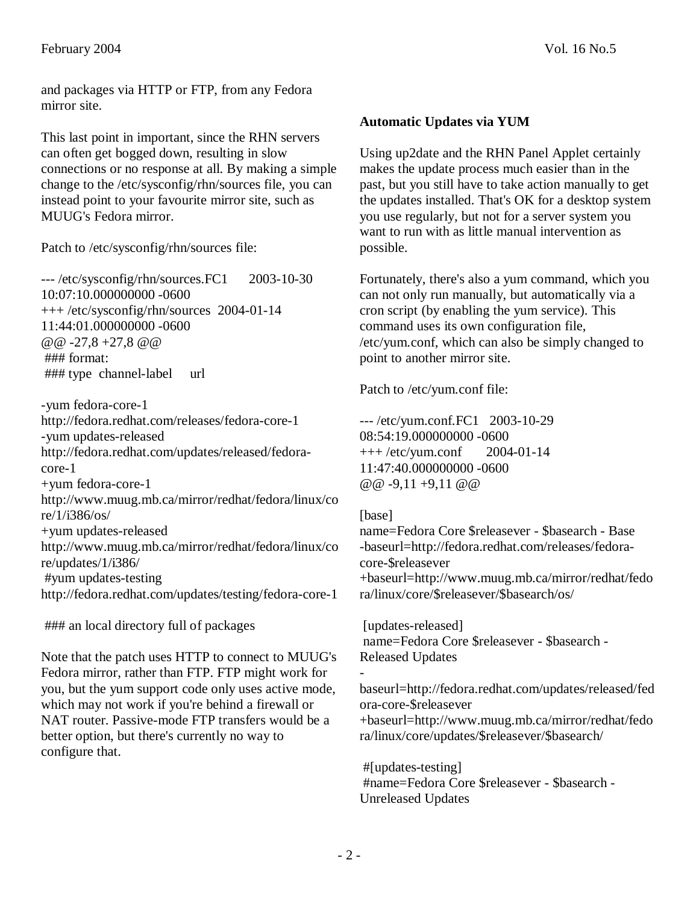and packages via HTTP or FTP, from any Fedora mirror site.

This last point in important, since the RHN servers can often get bogged down, resulting in slow connections or no response at all. By making a simple change to the /etc/sysconfig/rhn/sources file, you can instead point to your favourite mirror site, such as MUUG's Fedora mirror.

Patch to /etc/sysconfig/rhn/sources file:

```
--- /etc/sysconfig/rhn/sources.FC1      2003-10-30 10:07:10.000000000 -0600
+++ /etc/sysconfig/rhn/sources  2004-01-14 11:44:01.000000000 -0600
@@ -27,8 +27,8 @@
 ### format:
 ### type  channel-label     url

-yum fedora-core-1 http://fedora.redhat.com/releases/fedora-core-1
-yum updates-released http://fedora.redhat.com/updates/released/fedora-core-1
+yum fedora-core-1 http://www.muug.mb.ca/mirror/redhat/fedora/linux/core/1/i386/os/
+yum updates-released http://www.muug.mb.ca/mirror/redhat/fedora/linux/core/updates/1/i386/
 #yum updates-testing http://fedora.redhat.com/updates/testing/fedora-core-1

 ### an local directory full of packages
```

Note that the patch uses HTTP to connect to MUUG's Fedora mirror, rather than FTP. FTP might work for you, but the yum support code only uses active mode, which may not work if you're behind a firewall or NAT router. Passive-mode FTP transfers would be a better option, but there's currently no way to configure that.

**Automatic Updates via YUM**

Using up2date and the RHN Panel Applet certainly makes the update process much easier than in the past, but you still have to take action manually to get the updates installed. That's OK for a desktop system you use regularly, but not for a server system you want to run with as little manual intervention as possible.

Fortunately, there's also a yum command, which you can not only run manually, but automatically via a cron script (by enabling the yum service). This command uses its own configuration file, /etc/yum.conf, which can also be simply changed to point to another mirror site.

Patch to /etc/yum.conf file:

```
--- /etc/yum.conf.FC1   2003-10-29 08:54:19.000000000 -0600
+++ /etc/yum.conf       2004-01-14 11:47:40.000000000 -0600
@@ -9,11 +9,11 @@

[base]
name=Fedora Core $releasever - $basearch - Base
-baseurl=http://fedora.redhat.com/releases/fedora-core-$releasever
+baseurl=http://www.muug.mb.ca/mirror/redhat/fedora/linux/core/$releasever/$basearch/os/

 [updates-released]
 name=Fedora Core $releasever - $basearch - Released Updates
-baseurl=http://fedora.redhat.com/updates/released/fedora-core-$releasever
+baseurl=http://www.muug.mb.ca/mirror/redhat/fedora/linux/core/updates/$releasever/$basearch/

 #[updates-testing]
 #name=Fedora Core $releasever - $basearch - Unreleased Updates
```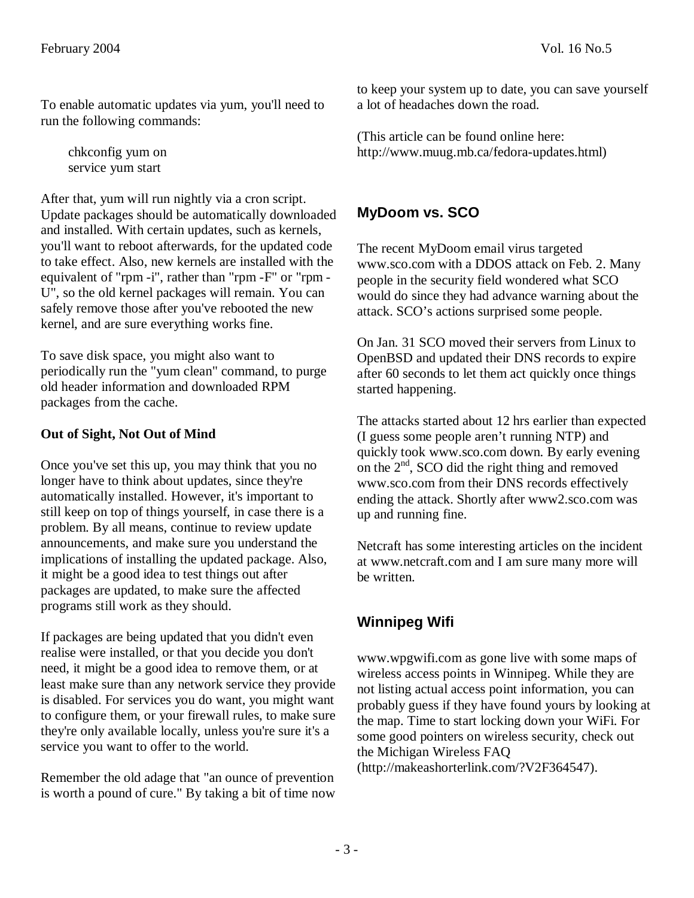To enable automatic updates via yum, you'll need to run the following commands:

```
chkconfig yum on
service yum start
```

After that, yum will run nightly via a cron script. Update packages should be automatically downloaded and installed. With certain updates, such as kernels, you'll want to reboot afterwards, for the updated code to take effect. Also, new kernels are installed with the equivalent of "rpm -i", rather than "rpm -F" or "rpm -U", so the old kernel packages will remain. You can safely remove those after you've rebooted the new kernel, and are sure everything works fine.

To save disk space, you might also want to periodically run the "yum clean" command, to purge old header information and downloaded RPM packages from the cache.

**Out of Sight, Not Out of Mind**

Once you've set this up, you may think that you no longer have to think about updates, since they're automatically installed. However, it's important to still keep on top of things yourself, in case there is a problem. By all means, continue to review update announcements, and make sure you understand the implications of installing the updated package. Also, it might be a good idea to test things out after packages are updated, to make sure the affected programs still work as they should.

If packages are being updated that you didn't even realise were installed, or that you decide you don't need, it might be a good idea to remove them, or at least make sure than any network service they provide is disabled. For services you do want, you might want to configure them, or your firewall rules, to make sure they're only available locally, unless you're sure it's a service you want to offer to the world.

Remember the old adage that "an ounce of prevention is worth a pound of cure." By taking a bit of time now to keep your system up to date, you can save yourself a lot of headaches down the road.

(This article can be found online here: http://www.muug.mb.ca/fedora-updates.html)

## MyDoom vs. SCO

The recent MyDoom email virus targeted www.sco.com with a DDOS attack on Feb. 2. Many people in the security field wondered what SCO would do since they had advance warning about the attack. SCO's actions surprised some people.

On Jan. 31 SCO moved their servers from Linux to OpenBSD and updated their DNS records to expire after 60 seconds to let them act quickly once things started happening.

The attacks started about 12 hrs earlier than expected (I guess some people aren't running NTP) and quickly took www.sco.com down. By early evening on the 2nd, SCO did the right thing and removed www.sco.com from their DNS records effectively ending the attack. Shortly after www2.sco.com was up and running fine.

Netcraft has some interesting articles on the incident at www.netcraft.com and I am sure many more will be written.

## Winnipeg Wifi

www.wpgwifi.com as gone live with some maps of wireless access points in Winnipeg. While they are not listing actual access point information, you can probably guess if they have found yours by looking at the map. Time to start locking down your WiFi. For some good pointers on wireless security, check out the Michigan Wireless FAQ (http://makeashorterlink.com/?V2F364547).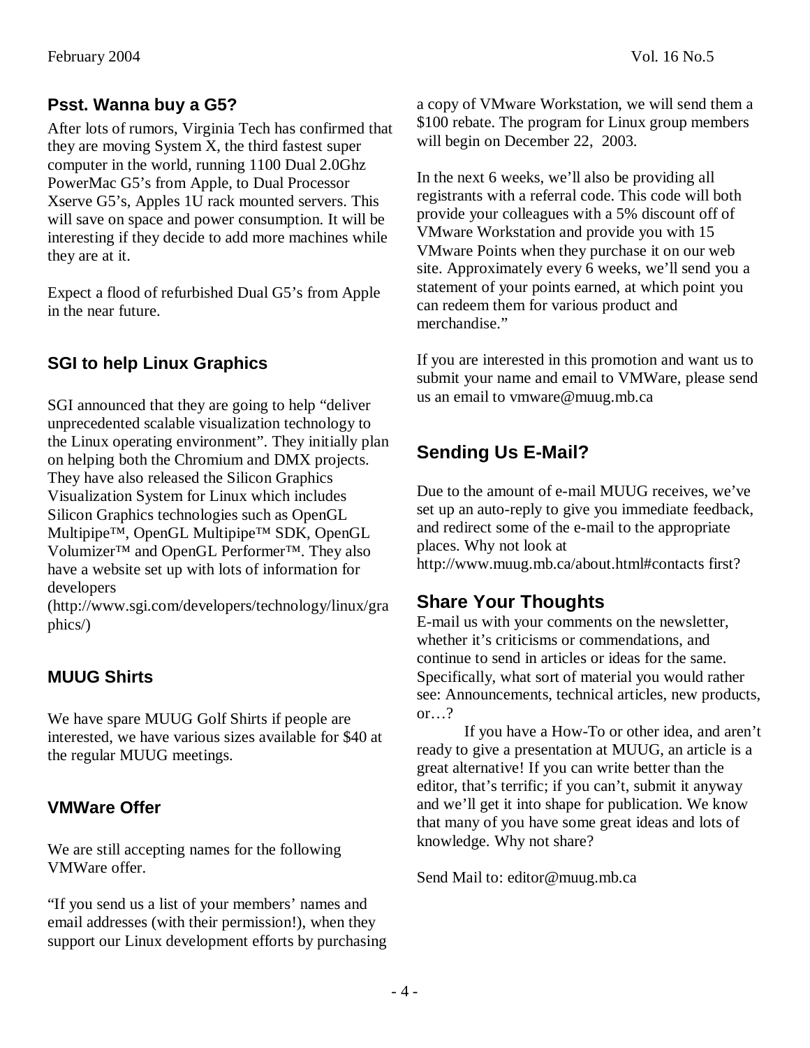## Psst. Wanna buy a G5?

After lots of rumors, Virginia Tech has confirmed that they are moving System X, the third fastest super computer in the world, running 1100 Dual 2.0Ghz PowerMac G5's from Apple, to Dual Processor Xserve G5's, Apples 1U rack mounted servers. This will save on space and power consumption. It will be interesting if they decide to add more machines while they are at it.

Expect a flood of refurbished Dual G5's from Apple in the near future.

## SGI to help Linux Graphics

SGI announced that they are going to help "deliver unprecedented scalable visualization technology to the Linux operating environment". They initially plan on helping both the Chromium and DMX projects. They have also released the Silicon Graphics Visualization System for Linux which includes Silicon Graphics technologies such as OpenGL Multipipe™, OpenGL Multipipe™ SDK, OpenGL Volumizer™ and OpenGL Performer™. They also have a website set up with lots of information for developers (http://www.sgi.com/developers/technology/linux/graphics/)

## MUUG Shirts

We have spare MUUG Golf Shirts if people are interested, we have various sizes available for $40 at the regular MUUG meetings.

## VMWare Offer

We are still accepting names for the following VMWare offer.

"If you send us a list of your members' names and email addresses (with their permission!), when they support our Linux development efforts by purchasing a copy of VMware Workstation, we will send them a $100 rebate. The program for Linux group members will begin on December 22, 2003.

In the next 6 weeks, we'll also be providing all registrants with a referral code. This code will both provide your colleagues with a 5% discount off of VMware Workstation and provide you with 15 VMware Points when they purchase it on our web site. Approximately every 6 weeks, we'll send you a statement of your points earned, at which point you can redeem them for various product and merchandise."

If you are interested in this promotion and want us to submit your name and email to VMWare, please send us an email to vmware@muug.mb.ca

## Sending Us E-Mail?

Due to the amount of e-mail MUUG receives, we've set up an auto-reply to give you immediate feedback, and redirect some of the e-mail to the appropriate places. Why not look at http://www.muug.mb.ca/about.html#contacts first?

## Share Your Thoughts

E-mail us with your comments on the newsletter, whether it's criticisms or commendations, and continue to send in articles or ideas for the same. Specifically, what sort of material you would rather see: Announcements, technical articles, new products, or…?

If you have a How-To or other idea, and aren't ready to give a presentation at MUUG, an article is a great alternative! If you can write better than the editor, that's terrific; if you can't, submit it anyway and we'll get it into shape for publication. We know that many of you have some great ideas and lots of knowledge. Why not share?

Send Mail to: editor@muug.mb.ca